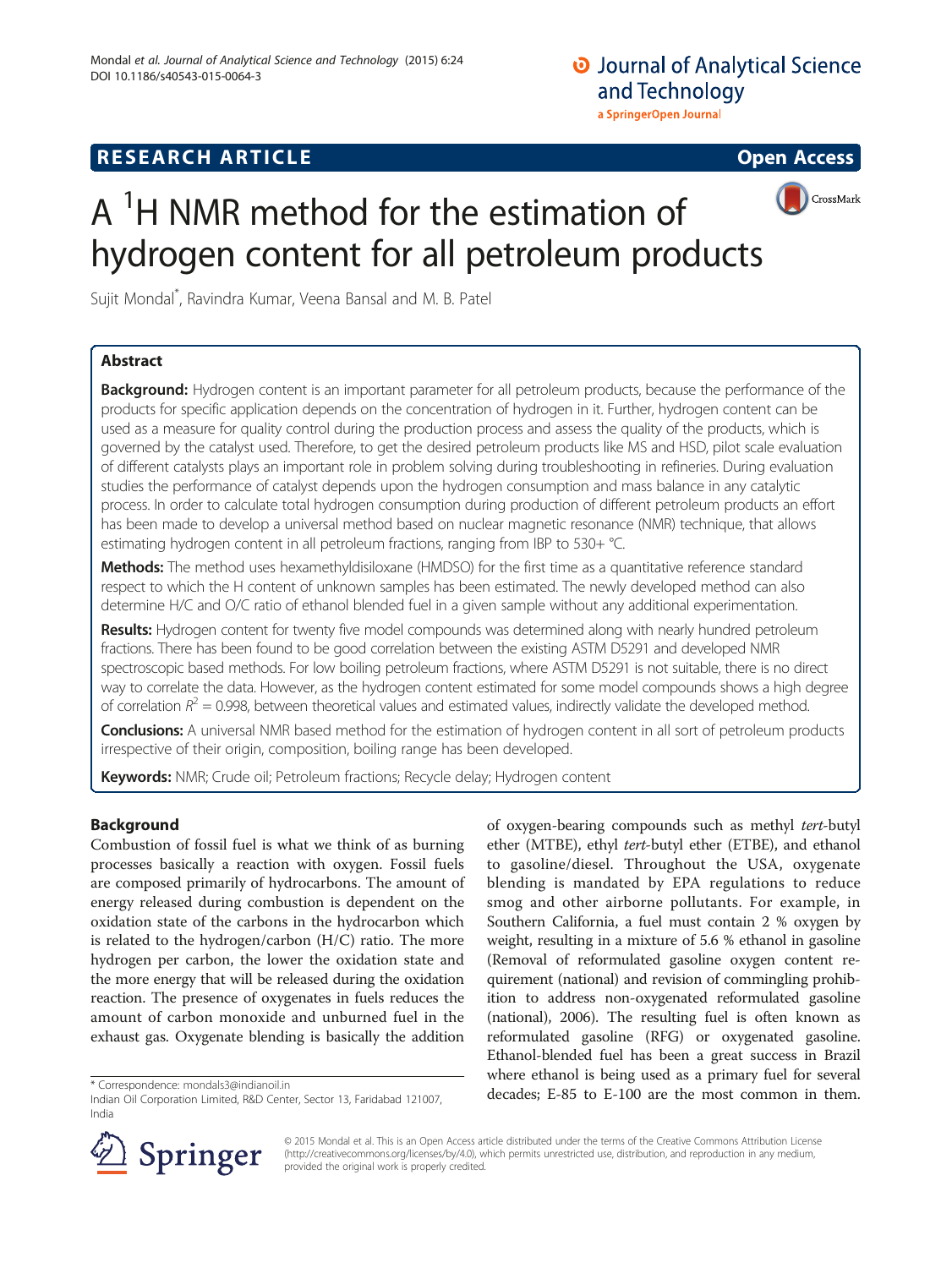RESEARCH ARTICLE

Open Access

# A $^{1}$H NMR method for the estimation of hydrogen content for all petroleum products

Sujit Mondal*, Ravindra Kumar, Veena Bansal and M. B. Patel

## Abstract

**Background:** Hydrogen content is an important parameter for all petroleum products, because the performance of the products for specific application depends on the concentration of hydrogen in it. Further, hydrogen content can be used as a measure for quality control during the production process and assess the quality of the products, which is governed by the catalyst used. Therefore, to get the desired petroleum products like MS and HSD, pilot scale evaluation of different catalysts plays an important role in problem solving during troubleshooting in refineries. During evaluation studies the performance of catalyst depends upon the hydrogen consumption and mass balance in any catalytic process. In order to calculate total hydrogen consumption during production of different petroleum products an effort has been made to develop a universal method based on nuclear magnetic resonance (NMR) technique, that allows estimating hydrogen content in all petroleum fractions, ranging from IBP to 530+ °C.

**Methods:** The method uses hexamethyldisiloxane (HMDSO) for the first time as a quantitative reference standard respect to which the H content of unknown samples has been estimated. The newly developed method can also determine H/C and O/C ratio of ethanol blended fuel in a given sample without any additional experimentation.

**Results:** Hydrogen content for twenty five model compounds was determined along with nearly hundred petroleum fractions. There has been found to be good correlation between the existing ASTM D5291 and developed NMR spectroscopic based methods. For low boiling petroleum fractions, where ASTM D5291 is not suitable, there is no direct way to correlate the data. However, as the hydrogen content estimated for some model compounds shows a high degree of correlation $R^2 = 0.998$, between theoretical values and estimated values, indirectly validate the developed method.

**Conclusions:** A universal NMR based method for the estimation of hydrogen content in all sort of petroleum products irrespective of their origin, composition, boiling range has been developed.

**Keywords:** NMR; Crude oil; Petroleum fractions; Recycle delay; Hydrogen content

## Background

Combustion of fossil fuel is what we think of as burning processes basically a reaction with oxygen. Fossil fuels are composed primarily of hydrocarbons. The amount of energy released during combustion is dependent on the oxidation state of the carbons in the hydrocarbon which is related to the hydrogen/carbon (H/C) ratio. The more hydrogen per carbon, the lower the oxidation state and the more energy that will be released during the oxidation reaction. The presence of oxygenates in fuels reduces the amount of carbon monoxide and unburned fuel in the exhaust gas. Oxygenate blending is basically the addition of oxygen-bearing compounds such as methyl *tert*-butyl ether (MTBE), ethyl *tert*-butyl ether (ETBE), and ethanol to gasoline/diesel. Throughout the USA, oxygenate blending is mandated by EPA regulations to reduce smog and other airborne pollutants. For example, in Southern California, a fuel must contain 2 % oxygen by weight, resulting in a mixture of 5.6 % ethanol in gasoline (Removal of reformulated gasoline oxygen content requirement (national) and revision of commingling prohibition to address non-oxygenated reformulated gasoline (national), 2006). The resulting fuel is often known as reformulated gasoline (RFG) or oxygenated gasoline. Ethanol-blended fuel has been a great success in Brazil where ethanol is being used as a primary fuel for several decades; E-85 to E-100 are the most common in them.

\* Correspondence: mondals3@indianoil.in
Indian Oil Corporation Limited, R&D Center, Sector 13, Faridabad 121007, India

© 2015 Mondal et al. This is an Open Access article distributed under the terms of the Creative Commons Attribution License (http://creativecommons.org/licenses/by/4.0), which permits unrestricted use, distribution, and reproduction in any medium, provided the original work is properly credited.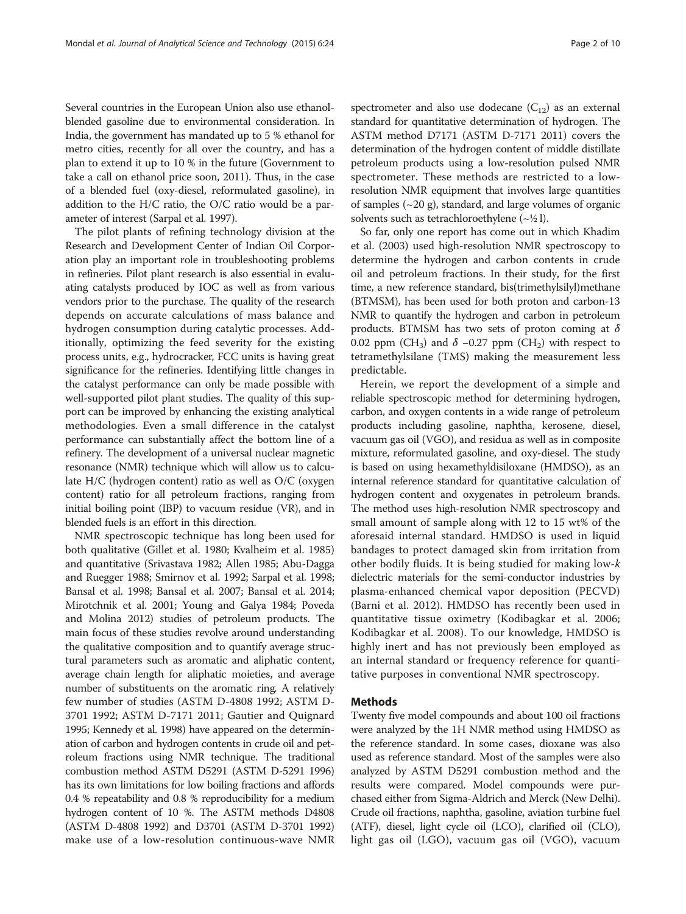Several countries in the European Union also use ethanol-blended gasoline due to environmental consideration. In India, the government has mandated up to 5 % ethanol for metro cities, recently for all over the country, and has a plan to extend it up to 10 % in the future (Government to take a call on ethanol price soon, 2011). Thus, in the case of a blended fuel (oxy-diesel, reformulated gasoline), in addition to the H/C ratio, the O/C ratio would be a parameter of interest (Sarpal et al. 1997).

The pilot plants of refining technology division at the Research and Development Center of Indian Oil Corporation play an important role in troubleshooting problems in refineries. Pilot plant research is also essential in evaluating catalysts produced by IOC as well as from various vendors prior to the purchase. The quality of the research depends on accurate calculations of mass balance and hydrogen consumption during catalytic processes. Additionally, optimizing the feed severity for the existing process units, e.g., hydrocracker, FCC units is having great significance for the refineries. Identifying little changes in the catalyst performance can only be made possible with well-supported pilot plant studies. The quality of this support can be improved by enhancing the existing analytical methodologies. Even a small difference in the catalyst performance can substantially affect the bottom line of a refinery. The development of a universal nuclear magnetic resonance (NMR) technique which will allow us to calculate H/C (hydrogen content) ratio as well as O/C (oxygen content) ratio for all petroleum fractions, ranging from initial boiling point (IBP) to vacuum residue (VR), and in blended fuels is an effort in this direction.

NMR spectroscopic technique has long been used for both qualitative (Gillet et al. 1980; Kvalheim et al. 1985) and quantitative (Srivastava 1982; Allen 1985; Abu-Dagga and Ruegger 1988; Smirnov et al. 1992; Sarpal et al. 1998; Bansal et al. 1998; Bansal et al. 2007; Bansal et al. 2014; Mirotchnik et al. 2001; Young and Galya 1984; Poveda and Molina 2012) studies of petroleum products. The main focus of these studies revolve around understanding the qualitative composition and to quantify average structural parameters such as aromatic and aliphatic content, average chain length for aliphatic moieties, and average number of substituents on the aromatic ring. A relatively few number of studies (ASTM D-4808 1992; ASTM D-3701 1992; ASTM D-7171 2011; Gautier and Quignard 1995; Kennedy et al. 1998) have appeared on the determination of carbon and hydrogen contents in crude oil and petroleum fractions using NMR technique. The traditional combustion method ASTM D5291 (ASTM D-5291 1996) has its own limitations for low boiling fractions and affords 0.4 % repeatability and 0.8 % reproducibility for a medium hydrogen content of 10 %. The ASTM methods D4808 (ASTM D-4808 1992) and D3701 (ASTM D-3701 1992) make use of a low-resolution continuous-wave NMR spectrometer and also use dodecane ($C_{12}$) as an external standard for quantitative determination of hydrogen. The ASTM method D7171 (ASTM D-7171 2011) covers the determination of the hydrogen content of middle distillate petroleum products using a low-resolution pulsed NMR spectrometer. These methods are restricted to a low-resolution NMR equipment that involves large quantities of samples (~20 g), standard, and large volumes of organic solvents such as tetrachloroethylene (~½ l).

So far, only one report has come out in which Khadim et al. (2003) used high-resolution NMR spectroscopy to determine the hydrogen and carbon contents in crude oil and petroleum fractions. In their study, for the first time, a new reference standard, bis(trimethylsilyl)methane (BTMSM), has been used for both proton and carbon-13 NMR to quantify the hydrogen and carbon in petroleum products. BTMSM has two sets of proton coming at $\delta$ 0.02 ppm ($CH_3$) and $\delta$ −0.27 ppm ($CH_2$) with respect to tetramethylsilane (TMS) making the measurement less predictable.

Herein, we report the development of a simple and reliable spectroscopic method for determining hydrogen, carbon, and oxygen contents in a wide range of petroleum products including gasoline, naphtha, kerosene, diesel, vacuum gas oil (VGO), and residua as well as in composite mixture, reformulated gasoline, and oxy-diesel. The study is based on using hexamethyldisiloxane (HMDSO), as an internal reference standard for quantitative calculation of hydrogen content and oxygenates in petroleum brands. The method uses high-resolution NMR spectroscopy and small amount of sample along with 12 to 15 wt% of the aforesaid internal standard. HMDSO is used in liquid bandages to protect damaged skin from irritation from other bodily fluids. It is being studied for making low-*k* dielectric materials for the semi-conductor industries by plasma-enhanced chemical vapor deposition (PECVD) (Barni et al. 2012). HMDSO has recently been used in quantitative tissue oximetry (Kodibagkar et al. 2006; Kodibagkar et al. 2008). To our knowledge, HMDSO is highly inert and has not previously been employed as an internal standard or frequency reference for quantitative purposes in conventional NMR spectroscopy.

## Methods

Twenty five model compounds and about 100 oil fractions were analyzed by the 1H NMR method using HMDSO as the reference standard. In some cases, dioxane was also used as reference standard. Most of the samples were also analyzed by ASTM D5291 combustion method and the results were compared. Model compounds were purchased either from Sigma-Aldrich and Merck (New Delhi). Crude oil fractions, naphtha, gasoline, aviation turbine fuel (ATF), diesel, light cycle oil (LCO), clarified oil (CLO), light gas oil (LGO), vacuum gas oil (VGO), vacuum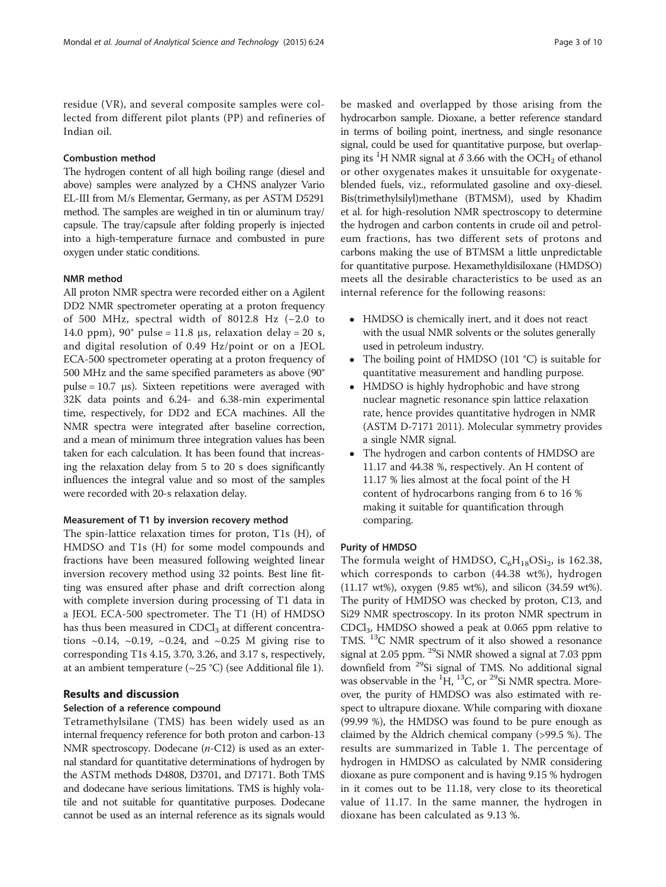residue (VR), and several composite samples were collected from different pilot plants (PP) and refineries of Indian oil.

### Combustion method

The hydrogen content of all high boiling range (diesel and above) samples were analyzed by a CHNS analyzer Vario EL-III from M/s Elementar, Germany, as per ASTM D5291 method. The samples are weighed in tin or aluminum tray/capsule. The tray/capsule after folding properly is injected into a high-temperature furnace and combusted in pure oxygen under static conditions.

### NMR method

All proton NMR spectra were recorded either on a Agilent DD2 NMR spectrometer operating at a proton frequency of 500 MHz, spectral width of 8012.8 Hz (−2.0 to 14.0 ppm), 90° pulse = 11.8 μs, relaxation delay = 20 s, and digital resolution of 0.49 Hz/point or on a JEOL ECA-500 spectrometer operating at a proton frequency of 500 MHz and the same specified parameters as above (90° pulse = 10.7 μs). Sixteen repetitions were averaged with 32K data points and 6.24- and 6.38-min experimental time, respectively, for DD2 and ECA machines. All the NMR spectra were integrated after baseline correction, and a mean of minimum three integration values has been taken for each calculation. It has been found that increasing the relaxation delay from 5 to 20 s does significantly influences the integral value and so most of the samples were recorded with 20-s relaxation delay.

### Measurement of T1 by inversion recovery method

The spin-lattice relaxation times for proton, T1s (H), of HMDSO and T1s (H) for some model compounds and fractions have been measured following weighted linear inversion recovery method using 32 points. Best line fitting was ensured after phase and drift correction along with complete inversion during processing of T1 data in a JEOL ECA-500 spectrometer. The T1 (H) of HMDSO has thus been measured in $CDCl_3$ at different concentrations ~0.14, ~0.19, ~0.24, and ~0.25 M giving rise to corresponding T1s 4.15, 3.70, 3.26, and 3.17 s, respectively, at an ambient temperature (~25 °C) (see Additional file 1).

## Results and discussion

### Selection of a reference compound

Tetramethylsilane (TMS) has been widely used as an internal frequency reference for both proton and carbon-13 NMR spectroscopy. Dodecane (*n*-C12) is used as an external standard for quantitative determinations of hydrogen by the ASTM methods D4808, D3701, and D7171. Both TMS and dodecane have serious limitations. TMS is highly volatile and not suitable for quantitative purposes. Dodecane cannot be used as an internal reference as its signals would be masked and overlapped by those arising from the hydrocarbon sample. Dioxane, a better reference standard in terms of boiling point, inertness, and single resonance signal, could be used for quantitative purpose, but overlapping its $^1H$ NMR signal at $\delta$ 3.66 with the $OCH_2$ of ethanol or other oxygenates makes it unsuitable for oxygenate-blended fuels, viz., reformulated gasoline and oxy-diesel. Bis(trimethylsilyl)methane (BTMSM), used by Khadim et al. for high-resolution NMR spectroscopy to determine the hydrogen and carbon contents in crude oil and petroleum fractions, has two different sets of protons and carbons making the use of BTMSM a little unpredictable for quantitative purpose. Hexamethyldisiloxane (HMDSO) meets all the desirable characteristics to be used as an internal reference for the following reasons:

- HMDSO is chemically inert, and it does not react with the usual NMR solvents or the solutes generally used in petroleum industry.
- The boiling point of HMDSO (101 °C) is suitable for quantitative measurement and handling purpose.
- HMDSO is highly hydrophobic and have strong nuclear magnetic resonance spin lattice relaxation rate, hence provides quantitative hydrogen in NMR (ASTM D-7171 2011). Molecular symmetry provides a single NMR signal.
- The hydrogen and carbon contents of HMDSO are 11.17 and 44.38 %, respectively. An H content of 11.17 % lies almost at the focal point of the H content of hydrocarbons ranging from 6 to 16 % making it suitable for quantification through comparing.

### Purity of HMDSO

The formula weight of HMDSO, $C_6H_{18}OSi_2$, is 162.38, which corresponds to carbon (44.38 wt%), hydrogen (11.17 wt%), oxygen (9.85 wt%), and silicon (34.59 wt%). The purity of HMDSO was checked by proton, C13, and Si29 NMR spectroscopy. In its proton NMR spectrum in $CDCl_3$, HMDSO showed a peak at 0.065 ppm relative to TMS. $^{13}C$ NMR spectrum of it also showed a resonance signal at 2.05 ppm. $^{29}Si$ NMR showed a signal at 7.03 ppm downfield from $^{29}Si$ signal of TMS. No additional signal was observable in the $^1H$, $^{13}C$, or $^{29}Si$ NMR spectra. Moreover, the purity of HMDSO was also estimated with respect to ultrapure dioxane. While comparing with dioxane (99.99 %), the HMDSO was found to be pure enough as claimed by the Aldrich chemical company (>99.5 %). The results are summarized in Table 1. The percentage of hydrogen in HMDSO as calculated by NMR considering dioxane as pure component and is having 9.15 % hydrogen in it comes out to be 11.18, very close to its theoretical value of 11.17. In the same manner, the hydrogen in dioxane has been calculated as 9.13 %.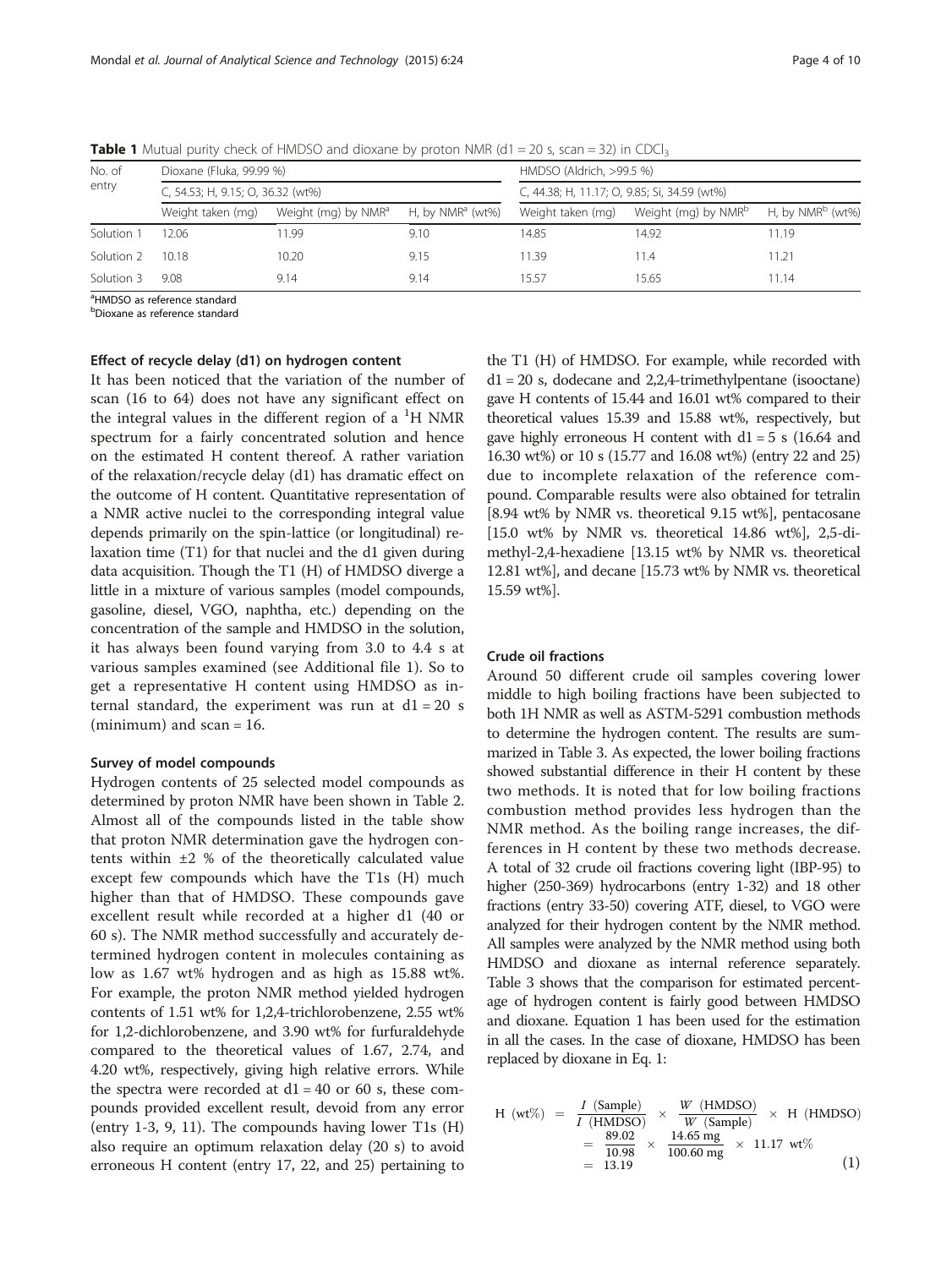**Table 1** Mutual purity check of HMDSO and dioxane by proton NMR (d1 = 20 s, scan = 32) in $CDCl_3$

| No. of entry | Dioxane (Fluka, 99.99 %) | | | HMDSO (Aldrich, >99.5 %) | | |
|---|---|---|---|---|---|---|
| | C, 54.53; H, 9.15; O, 36.32 (wt%) | | | C, 44.38; H, 11.17; O, 9.85; Si, 34.59 (wt%) | | |
| | Weight taken (mg) | Weight (mg) by NMR[a] | H, by NMR[a] (wt%) | Weight taken (mg) | Weight (mg) by NMR[b] | H, by NMR[b] (wt%) |
| Solution 1 | 12.06 | 11.99 | 9.10 | 14.85 | 14.92 | 11.19 |
| Solution 2 | 10.18 | 10.20 | 9.15 | 11.39 | 11.4 | 11.21 |
| Solution 3 | 9.08 | 9.14 | 9.14 | 15.57 | 15.65 | 11.14 |

[a]HMDSO as reference standard
[b]Dioxane as reference standard

#### Effect of recycle delay (d1) on hydrogen content

It has been noticed that the variation of the number of scan (16 to 64) does not have any significant effect on the integral values in the different region of a $^1H$ NMR spectrum for a fairly concentrated solution and hence on the estimated H content thereof. A rather variation of the relaxation/recycle delay (d1) has dramatic effect on the outcome of H content. Quantitative representation of a NMR active nuclei to the corresponding integral value depends primarily on the spin-lattice (or longitudinal) relaxation time (T1) for that nuclei and the d1 given during data acquisition. Though the T1 (H) of HMDSO diverge a little in a mixture of various samples (model compounds, gasoline, diesel, VGO, naphtha, etc.) depending on the concentration of the sample and HMDSO in the solution, it has always been found varying from 3.0 to 4.4 s at various samples examined (see Additional file 1). So to get a representative H content using HMDSO as internal standard, the experiment was run at d1 = 20 s (minimum) and scan = 16.

#### Survey of model compounds

Hydrogen contents of 25 selected model compounds as determined by proton NMR have been shown in Table 2. Almost all of the compounds listed in the table show that proton NMR determination gave the hydrogen contents within ±2 % of the theoretically calculated value except few compounds which have the T1s (H) much higher than that of HMDSO. These compounds gave excellent result while recorded at a higher d1 (40 or 60 s). The NMR method successfully and accurately determined hydrogen content in molecules containing as low as 1.67 wt% hydrogen and as high as 15.88 wt%. For example, the proton NMR method yielded hydrogen contents of 1.51 wt% for 1,2,4-trichlorobenzene, 2.55 wt% for 1,2-dichlorobenzene, and 3.90 wt% for furfuraldehyde compared to the theoretical values of 1.67, 2.74, and 4.20 wt%, respectively, giving high relative errors. While the spectra were recorded at d1 = 40 or 60 s, these compounds provided excellent result, devoid from any error (entry 1-3, 9, 11). The compounds having lower T1s (H) also require an optimum relaxation delay (20 s) to avoid erroneous H content (entry 17, 22, and 25) pertaining to the T1 (H) of HMDSO. For example, while recorded with d1 = 20 s, dodecane and 2,2,4-trimethylpentane (isooctane) gave H contents of 15.44 and 16.01 wt% compared to their theoretical values 15.39 and 15.88 wt%, respectively, but gave highly erroneous H content with d1 = 5 s (16.64 and 16.30 wt%) or 10 s (15.77 and 16.08 wt%) (entry 22 and 25) due to incomplete relaxation of the reference compound. Comparable results were also obtained for tetralin [8.94 wt% by NMR vs. theoretical 9.15 wt%], pentacosane [15.0 wt% by NMR vs. theoretical 14.86 wt%], 2,5-dimethyl-2,4-hexadiene [13.15 wt% by NMR vs. theoretical 12.81 wt%], and decane [15.73 wt% by NMR vs. theoretical 15.59 wt%].

#### Crude oil fractions

Around 50 different crude oil samples covering lower middle to high boiling fractions have been subjected to both 1H NMR as well as ASTM-5291 combustion methods to determine the hydrogen content. The results are summarized in Table 3. As expected, the lower boiling fractions showed substantial difference in their H content by these two methods. It is noted that for low boiling fractions combustion method provides less hydrogen than the NMR method. As the boiling range increases, the differences in H content by these two methods decrease. A total of 32 crude oil fractions covering light (IBP-95) to higher (250-369) hydrocarbons (entry 1-32) and 18 other fractions (entry 33-50) covering ATF, diesel, to VGO were analyzed for their hydrogen content by the NMR method. All samples were analyzed by the NMR method using both HMDSO and dioxane as internal reference separately. Table 3 shows that the comparison for estimated percentage of hydrogen content is fairly good between HMDSO and dioxane. Equation 1 has been used for the estimation in all the cases. In the case of dioxane, HMDSO has been replaced by dioxane in Eq. 1:

$$
\begin{aligned}
\mathrm{H\ (wt\%)} &= \frac{I\ (\mathrm{Sample})}{I\ (\mathrm{HMDSO})} \times \frac{W\ (\mathrm{HMDSO})}{W\ (\mathrm{Sample})} \times \mathrm{H\ (HMDSO)} \\
&= \frac{89.02}{10.98} \times \frac{14.65\ \mathrm{mg}}{100.60\ \mathrm{mg}} \times 11.17\ \mathrm{wt\%} \\
&= 13.19
\end{aligned}
\tag{1}
$$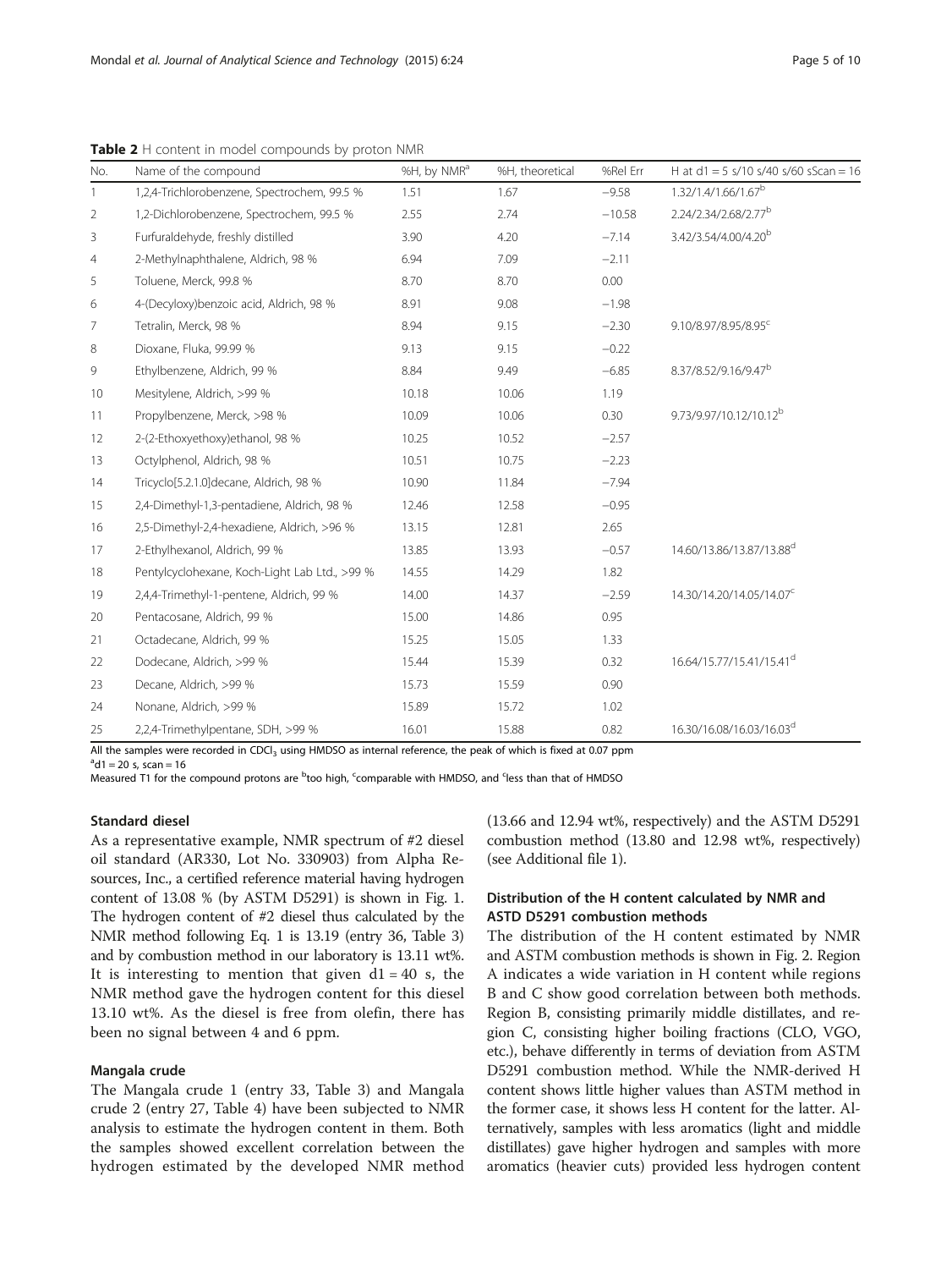**Table 2** H content in model compounds by proton NMR

| No. | Name of the compound | %H, by NMR[a] | %H, theoretical | %Rel Err | H at d1 = 5 s/10 s/40 s/60 sScan = 16 |
|---|---|---|---|---|---|
| 1 | 1,2,4-Trichlorobenzene, Spectrochem, 99.5 % | 1.51 | 1.67 | −9.58 | 1.32/1.4/1.66/1.67[b] |
| 2 | 1,2-Dichlorobenzene, Spectrochem, 99.5 % | 2.55 | 2.74 | −10.58 | 2.24/2.34/2.68/2.77[b] |
| 3 | Furfuraldehyde, freshly distilled | 3.90 | 4.20 | −7.14 | 3.42/3.54/4.00/4.20[b] |
| 4 | 2-Methylnaphthalene, Aldrich, 98 % | 6.94 | 7.09 | −2.11 | |
| 5 | Toluene, Merck, 99.8 % | 8.70 | 8.70 | 0.00 | |
| 6 | 4-(Decyloxy)benzoic acid, Aldrich, 98 % | 8.91 | 9.08 | −1.98 | |
| 7 | Tetralin, Merck, 98 % | 8.94 | 9.15 | −2.30 | 9.10/8.97/8.95/8.95[c] |
| 8 | Dioxane, Fluka, 99.99 % | 9.13 | 9.15 | −0.22 | |
| 9 | Ethylbenzene, Aldrich, 99 % | 8.84 | 9.49 | −6.85 | 8.37/8.52/9.16/9.47[b] |
| 10 | Mesitylene, Aldrich, >99 % | 10.18 | 10.06 | 1.19 | |
| 11 | Propylbenzene, Merck, >98 % | 10.09 | 10.06 | 0.30 | 9.73/9.97/10.12/10.12[b] |
| 12 | 2-(2-Ethoxyethoxy)ethanol, 98 % | 10.25 | 10.52 | −2.57 | |
| 13 | Octylphenol, Aldrich, 98 % | 10.51 | 10.75 | −2.23 | |
| 14 | Tricyclo[5.2.1.0]decane, Aldrich, 98 % | 10.90 | 11.84 | −7.94 | |
| 15 | 2,4-Dimethyl-1,3-pentadiene, Aldrich, 98 % | 12.46 | 12.58 | −0.95 | |
| 16 | 2,5-Dimethyl-2,4-hexadiene, Aldrich, >96 % | 13.15 | 12.81 | 2.65 | |
| 17 | 2-Ethylhexanol, Aldrich, 99 % | 13.85 | 13.93 | −0.57 | 14.60/13.86/13.87/13.88[d] |
| 18 | Pentylcyclohexane, Koch-Light Lab Ltd., >99 % | 14.55 | 14.29 | 1.82 | |
| 19 | 2,4,4-Trimethyl-1-pentene, Aldrich, 99 % | 14.00 | 14.37 | −2.59 | 14.30/14.20/14.05/14.07[c] |
| 20 | Pentacosane, Aldrich, 99 % | 15.00 | 14.86 | 0.95 | |
| 21 | Octadecane, Aldrich, 99 % | 15.25 | 15.05 | 1.33 | |
| 22 | Dodecane, Aldrich, >99 % | 15.44 | 15.39 | 0.32 | 16.64/15.77/15.41/15.41[d] |
| 23 | Decane, Aldrich, >99 % | 15.73 | 15.59 | 0.90 | |
| 24 | Nonane, Aldrich, >99 % | 15.89 | 15.72 | 1.02 | |
| 25 | 2,2,4-Trimethylpentane, SDH, >99 % | 16.01 | 15.88 | 0.82 | 16.30/16.08/16.03/16.03[d] |

All the samples were recorded in $CDCl_3$ using HMDSO as internal reference, the peak of which is fixed at 0.07 ppm

[a]d1 = 20 s, scan = 16

Measured T1 for the compound protons are [b]too high, [c]comparable with HMDSO, and [d]less than that of HMDSO

### Standard diesel

As a representative example, NMR spectrum of #2 diesel oil standard (AR330, Lot No. 330903) from Alpha Resources, Inc., a certified reference material having hydrogen content of 13.08 % (by ASTM D5291) is shown in Fig. 1. The hydrogen content of #2 diesel thus calculated by the NMR method following Eq. 1 is 13.19 (entry 36, Table 3) and by combustion method in our laboratory is 13.11 wt%. It is interesting to mention that given d1 = 40 s, the NMR method gave the hydrogen content for this diesel 13.10 wt%. As the diesel is free from olefin, there has been no signal between 4 and 6 ppm.

### Mangala crude

The Mangala crude 1 (entry 33, Table 3) and Mangala crude 2 (entry 27, Table 4) have been subjected to NMR analysis to estimate the hydrogen content in them. Both the samples showed excellent correlation between the hydrogen estimated by the developed NMR method (13.66 and 12.94 wt%, respectively) and the ASTM D5291 combustion method (13.80 and 12.98 wt%, respectively) (see Additional file 1).

### Distribution of the H content calculated by NMR and ASTD D5291 combustion methods

The distribution of the H content estimated by NMR and ASTM combustion methods is shown in Fig. 2. Region A indicates a wide variation in H content while regions B and C show good correlation between both methods. Region B, consisting primarily middle distillates, and region C, consisting higher boiling fractions (CLO, VGO, etc.), behave differently in terms of deviation from ASTM D5291 combustion method. While the NMR-derived H content shows little higher values than ASTM method in the former case, it shows less H content for the latter. Alternatively, samples with less aromatics (light and middle distillates) gave higher hydrogen and samples with more aromatics (heavier cuts) provided less hydrogen content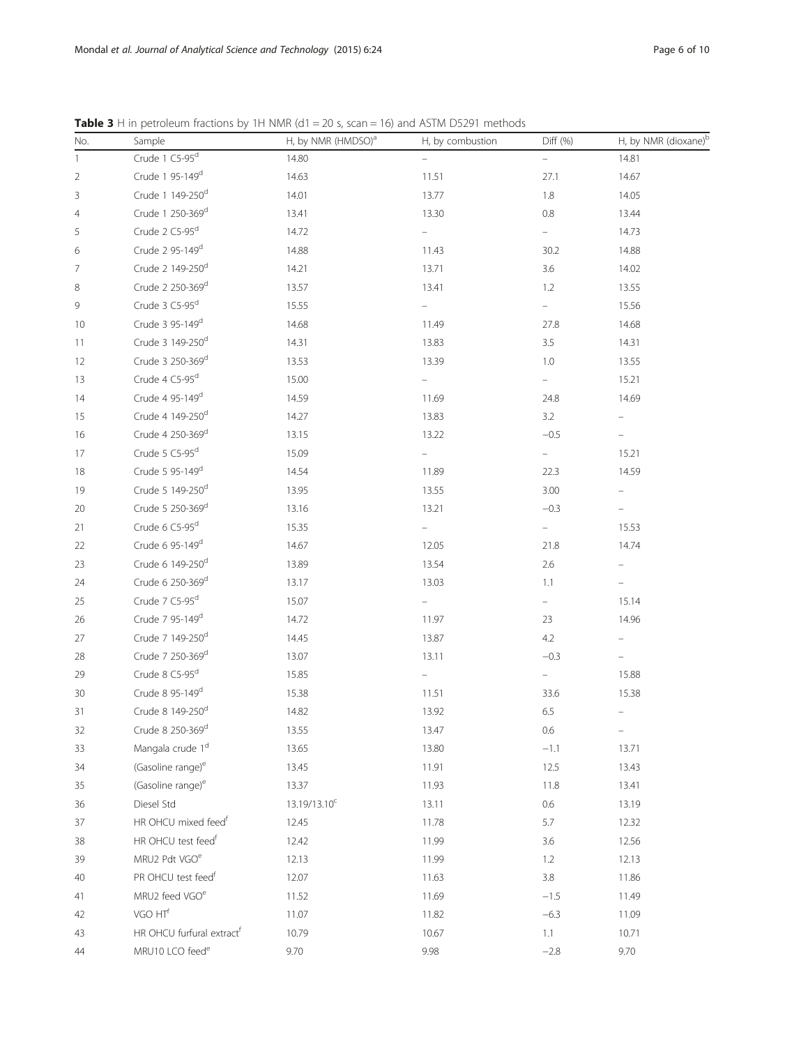**Table 3** H in petroleum fractions by 1H NMR (d1 = 20 s, scan = 16) and ASTM D5291 methods

| No. | Sample | H, by NMR (HMDSO)[a] | H, by combustion | Diff (%) | H, by NMR (dioxane)[b] |
|---|---|---|---|---|---|
| 1 | Crude 1 C5-95[d] | 14.80 | – | – | 14.81 |
| 2 | Crude 1 95-149[d] | 14.63 | 11.51 | 27.1 | 14.67 |
| 3 | Crude 1 149-250[d] | 14.01 | 13.77 | 1.8 | 14.05 |
| 4 | Crude 1 250-369[d] | 13.41 | 13.30 | 0.8 | 13.44 |
| 5 | Crude 2 C5-95[d] | 14.72 | – | – | 14.73 |
| 6 | Crude 2 95-149[d] | 14.88 | 11.43 | 30.2 | 14.88 |
| 7 | Crude 2 149-250[d] | 14.21 | 13.71 | 3.6 | 14.02 |
| 8 | Crude 2 250-369[d] | 13.57 | 13.41 | 1.2 | 13.55 |
| 9 | Crude 3 C5-95[d] | 15.55 | – | – | 15.56 |
| 10 | Crude 3 95-149[d] | 14.68 | 11.49 | 27.8 | 14.68 |
| 11 | Crude 3 149-250[d] | 14.31 | 13.83 | 3.5 | 14.31 |
| 12 | Crude 3 250-369[d] | 13.53 | 13.39 | 1.0 | 13.55 |
| 13 | Crude 4 C5-95[d] | 15.00 | – | – | 15.21 |
| 14 | Crude 4 95-149[d] | 14.59 | 11.69 | 24.8 | 14.69 |
| 15 | Crude 4 149-250[d] | 14.27 | 13.83 | 3.2 | – |
| 16 | Crude 4 250-369[d] | 13.15 | 13.22 | −0.5 | – |
| 17 | Crude 5 C5-95[d] | 15.09 | – | – | 15.21 |
| 18 | Crude 5 95-149[d] | 14.54 | 11.89 | 22.3 | 14.59 |
| 19 | Crude 5 149-250[d] | 13.95 | 13.55 | 3.00 | – |
| 20 | Crude 5 250-369[d] | 13.16 | 13.21 | −0.3 | – |
| 21 | Crude 6 C5-95[d] | 15.35 | – | – | 15.53 |
| 22 | Crude 6 95-149[d] | 14.67 | 12.05 | 21.8 | 14.74 |
| 23 | Crude 6 149-250[d] | 13.89 | 13.54 | 2.6 | – |
| 24 | Crude 6 250-369[d] | 13.17 | 13.03 | 1.1 | – |
| 25 | Crude 7 C5-95[d] | 15.07 | – | – | 15.14 |
| 26 | Crude 7 95-149[d] | 14.72 | 11.97 | 23 | 14.96 |
| 27 | Crude 7 149-250[d] | 14.45 | 13.87 | 4.2 | – |
| 28 | Crude 7 250-369[d] | 13.07 | 13.11 | −0.3 | – |
| 29 | Crude 8 C5-95[d] | 15.85 | – | – | 15.88 |
| 30 | Crude 8 95-149[d] | 15.38 | 11.51 | 33.6 | 15.38 |
| 31 | Crude 8 149-250[d] | 14.82 | 13.92 | 6.5 | – |
| 32 | Crude 8 250-369[d] | 13.55 | 13.47 | 0.6 | – |
| 33 | Mangala crude 1[d] | 13.65 | 13.80 | −1.1 | 13.71 |
| 34 | (Gasoline range)[e] | 13.45 | 11.91 | 12.5 | 13.43 |
| 35 | (Gasoline range)[e] | 13.37 | 11.93 | 11.8 | 13.41 |
| 36 | Diesel Std | 13.19/13.10[c] | 13.11 | 0.6 | 13.19 |
| 37 | HR OHCU mixed feed[f] | 12.45 | 11.78 | 5.7 | 12.32 |
| 38 | HR OHCU test feed[f] | 12.42 | 11.99 | 3.6 | 12.56 |
| 39 | MRU2 Pdt VGO[e] | 12.13 | 11.99 | 1.2 | 12.13 |
| 40 | PR OHCU test feed[f] | 12.07 | 11.63 | 3.8 | 11.86 |
| 41 | MRU2 feed VGO[e] | 11.52 | 11.69 | −1.5 | 11.49 |
| 42 | VGO HT[f] | 11.07 | 11.82 | −6.3 | 11.09 |
| 43 | HR OHCU furfural extract[f] | 10.79 | 10.67 | 1.1 | 10.71 |
| 44 | MRU10 LCO feed[e] | 9.70 | 9.98 | −2.8 | 9.70 |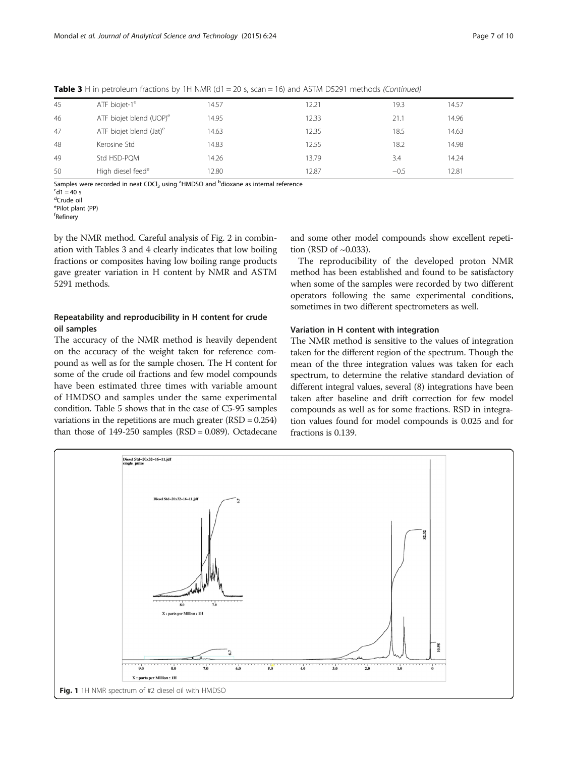**Table 3** H in petroleum fractions by 1H NMR (d1 = 20 s, scan = 16) and ASTM D5291 methods *(Continued)*

| | | | | | |
|---|---|---|---|---|---|
| 45 | ATF biojet-1[e] | 14.57 | 12.21 | 19.3 | 14.57 |
| 46 | ATF biojet blend (UOP)[e] | 14.95 | 12.33 | 21.1 | 14.96 |
| 47 | ATF biojet blend (Jat)[e] | 14.63 | 12.35 | 18.5 | 14.63 |
| 48 | Kerosine Std | 14.83 | 12.55 | 18.2 | 14.98 |
| 49 | Std HSD-PQM | 14.26 | 13.79 | 3.4 | 14.24 |
| 50 | High diesel feed[e] | 12.80 | 12.87 | −0.5 | 12.81 |

Samples were recorded in neat $CDCl_3$ using [a]HMDSO and [b]dioxane as internal reference
[c]d1 = 40 s
[d]Crude oil
[e]Pilot plant (PP)
[f]Refinery

by the NMR method. Careful analysis of Fig. 2 in combination with Tables 3 and 4 clearly indicates that low boiling fractions or composites having low boiling range products gave greater variation in H content by NMR and ASTM 5291 methods.

### Repeatability and reproducibility in H content for crude oil samples

The accuracy of the NMR method is heavily dependent on the accuracy of the weight taken for reference compound as well as for the sample chosen. The H content for some of the crude oil fractions and few model compounds have been estimated three times with variable amount of HMDSO and samples under the same experimental condition. Table 5 shows that in the case of C5-95 samples variations in the repetitions are much greater (RSD = 0.254) than those of 149-250 samples (RSD = 0.089). Octadecane and some other model compounds show excellent repetition (RSD of ~0.033).

The reproducibility of the developed proton NMR method has been established and found to be satisfactory when some of the samples were recorded by two different operators following the same experimental conditions, sometimes in two different spectrometers as well.

### Variation in H content with integration

The NMR method is sensitive to the values of integration taken for the different region of the spectrum. Though the mean of the three integration values was taken for each spectrum, to determine the relative standard deviation of different integral values, several (8) integrations have been taken after baseline and drift correction for few model compounds as well as for some fractions. RSD in integration values found for model compounds is 0.025 and for fractions is 0.139.

**Fig. 1** 1H NMR spectrum of #2 diesel oil with HMDSO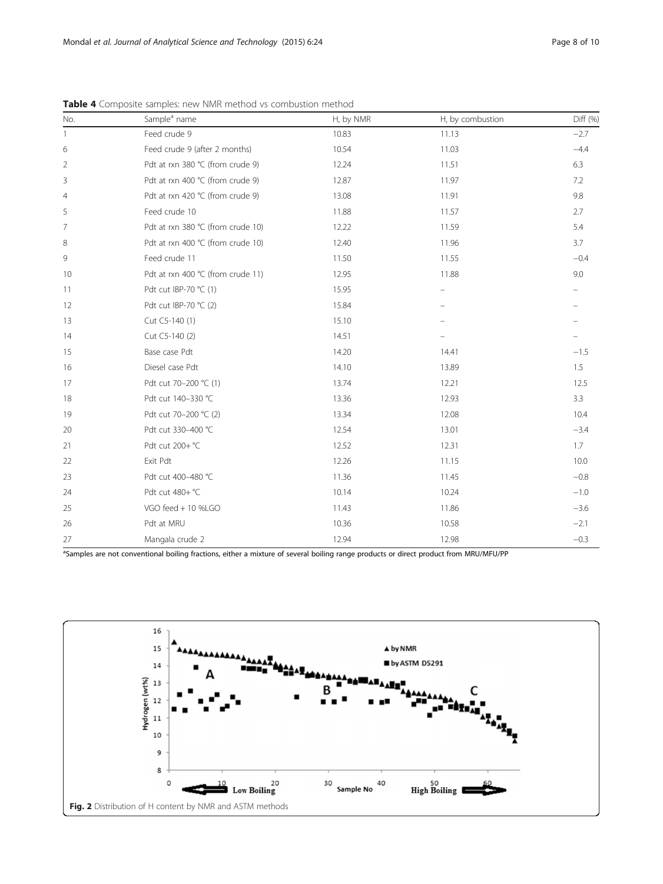**Table 4** Composite samples: new NMR method vs combustion method

| No. | Sample[a] name | H, by NMR | H, by combustion | Diff (%) |
|---|---|---|---|---|
| 1 | Feed crude 9 | 10.83 | 11.13 | −2.7 |
| 6 | Feed crude 9 (after 2 months) | 10.54 | 11.03 | −4.4 |
| 2 | Pdt at rxn 380 °C (from crude 9) | 12.24 | 11.51 | 6.3 |
| 3 | Pdt at rxn 400 °C (from crude 9) | 12.87 | 11.97 | 7.2 |
| 4 | Pdt at rxn 420 °C (from crude 9) | 13.08 | 11.91 | 9.8 |
| 5 | Feed crude 10 | 11.88 | 11.57 | 2.7 |
| 7 | Pdt at rxn 380 °C (from crude 10) | 12.22 | 11.59 | 5.4 |
| 8 | Pdt at rxn 400 °C (from crude 10) | 12.40 | 11.96 | 3.7 |
| 9 | Feed crude 11 | 11.50 | 11.55 | −0.4 |
| 10 | Pdt at rxn 400 °C (from crude 11) | 12.95 | 11.88 | 9.0 |
| 11 | Pdt cut IBP-70 °C (1) | 15.95 | – | – |
| 12 | Pdt cut IBP-70 °C (2) | 15.84 | – | – |
| 13 | Cut C5-140 (1) | 15.10 | – | – |
| 14 | Cut C5-140 (2) | 14.51 | – | – |
| 15 | Base case Pdt | 14.20 | 14.41 | −1.5 |
| 16 | Diesel case Pdt | 14.10 | 13.89 | 1.5 |
| 17 | Pdt cut 70–200 °C (1) | 13.74 | 12.21 | 12.5 |
| 18 | Pdt cut 140–330 °C | 13.36 | 12.93 | 3.3 |
| 19 | Pdt cut 70–200 °C (2) | 13.34 | 12.08 | 10.4 |
| 20 | Pdt cut 330–400 °C | 12.54 | 13.01 | −3.4 |
| 21 | Pdt cut 200+ °C | 12.52 | 12.31 | 1.7 |
| 22 | Exit Pdt | 12.26 | 11.15 | 10.0 |
| 23 | Pdt cut 400–480 °C | 11.36 | 11.45 | −0.8 |
| 24 | Pdt cut 480+ °C | 10.14 | 10.24 | −1.0 |
| 25 | VGO feed + 10 %LGO | 11.43 | 11.86 | −3.6 |
| 26 | Pdt at MRU | 10.36 | 10.58 | −2.1 |
| 27 | Mangala crude 2 | 12.94 | 12.98 | −0.3 |

[a]Samples are not conventional boiling fractions, either a mixture of several boiling range products or direct product from MRU/MFU/PP

**Fig. 2** Distribution of H content by NMR and ASTM methods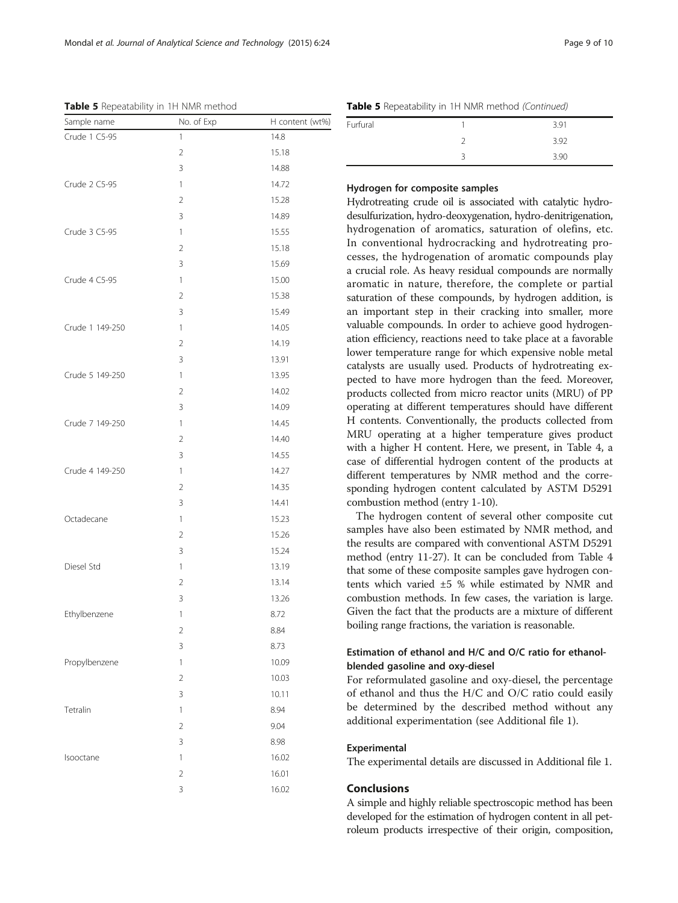**Table 5** Repeatability in 1H NMR method

| Sample name | No. of Exp | H content (wt%) |
|---|---|---|
| Crude 1 C5-95 | 1 | 14.8 |
| | 2 | 15.18 |
| | 3 | 14.88 |
| Crude 2 C5-95 | 1 | 14.72 |
| | 2 | 15.28 |
| | 3 | 14.89 |
| Crude 3 C5-95 | 1 | 15.55 |
| | 2 | 15.18 |
| | 3 | 15.69 |
| Crude 4 C5-95 | 1 | 15.00 |
| | 2 | 15.38 |
| | 3 | 15.49 |
| Crude 1 149-250 | 1 | 14.05 |
| | 2 | 14.19 |
| | 3 | 13.91 |
| Crude 5 149-250 | 1 | 13.95 |
| | 2 | 14.02 |
| | 3 | 14.09 |
| Crude 7 149-250 | 1 | 14.45 |
| | 2 | 14.40 |
| | 3 | 14.55 |
| Crude 4 149-250 | 1 | 14.27 |
| | 2 | 14.35 |
| | 3 | 14.41 |
| Octadecane | 1 | 15.23 |
| | 2 | 15.26 |
| | 3 | 15.24 |
| Diesel Std | 1 | 13.19 |
| | 2 | 13.14 |
| | 3 | 13.26 |
| Ethylbenzene | 1 | 8.72 |
| | 2 | 8.84 |
| | 3 | 8.73 |
| Propylbenzene | 1 | 10.09 |
| | 2 | 10.03 |
| | 3 | 10.11 |
| Tetralin | 1 | 8.94 |
| | 2 | 9.04 |
| | 3 | 8.98 |
| Isooctane | 1 | 16.02 |
| | 2 | 16.01 |
| | 3 | 16.02 |
| Furfural | 1 | 3.91 |
| | 2 | 3.92 |
| | 3 | 3.90 |

#### Hydrogen for composite samples

Hydrotreating crude oil is associated with catalytic hydrodesulfurization, hydro-deoxygenation, hydro-denitrigenation, hydrogenation of aromatics, saturation of olefins, etc. In conventional hydrocracking and hydrotreating processes, the hydrogenation of aromatic compounds play a crucial role. As heavy residual compounds are normally aromatic in nature, therefore, the complete or partial saturation of these compounds, by hydrogen addition, is an important step in their cracking into smaller, more valuable compounds. In order to achieve good hydrogenation efficiency, reactions need to take place at a favorable lower temperature range for which expensive noble metal catalysts are usually used. Products of hydrotreating expected to have more hydrogen than the feed. Moreover, products collected from micro reactor units (MRU) of PP operating at different temperatures should have different H contents. Conventionally, the products collected from MRU operating at a higher temperature gives product with a higher H content. Here, we present, in Table 4, a case of differential hydrogen content of the products at different temperatures by NMR method and the corresponding hydrogen content calculated by ASTM D5291 combustion method (entry 1-10).

The hydrogen content of several other composite cut samples have also been estimated by NMR method, and the results are compared with conventional ASTM D5291 method (entry 11-27). It can be concluded from Table 4 that some of these composite samples gave hydrogen contents which varied ±5 % while estimated by NMR and combustion methods. In few cases, the variation is large. Given the fact that the products are a mixture of different boiling range fractions, the variation is reasonable.

#### Estimation of ethanol and H/C and O/C ratio for ethanol-blended gasoline and oxy-diesel

For reformulated gasoline and oxy-diesel, the percentage of ethanol and thus the H/C and O/C ratio could easily be determined by the described method without any additional experimentation (see Additional file 1).

#### Experimental

The experimental details are discussed in Additional file 1.

## Conclusions

A simple and highly reliable spectroscopic method has been developed for the estimation of hydrogen content in all petroleum products irrespective of their origin, composition,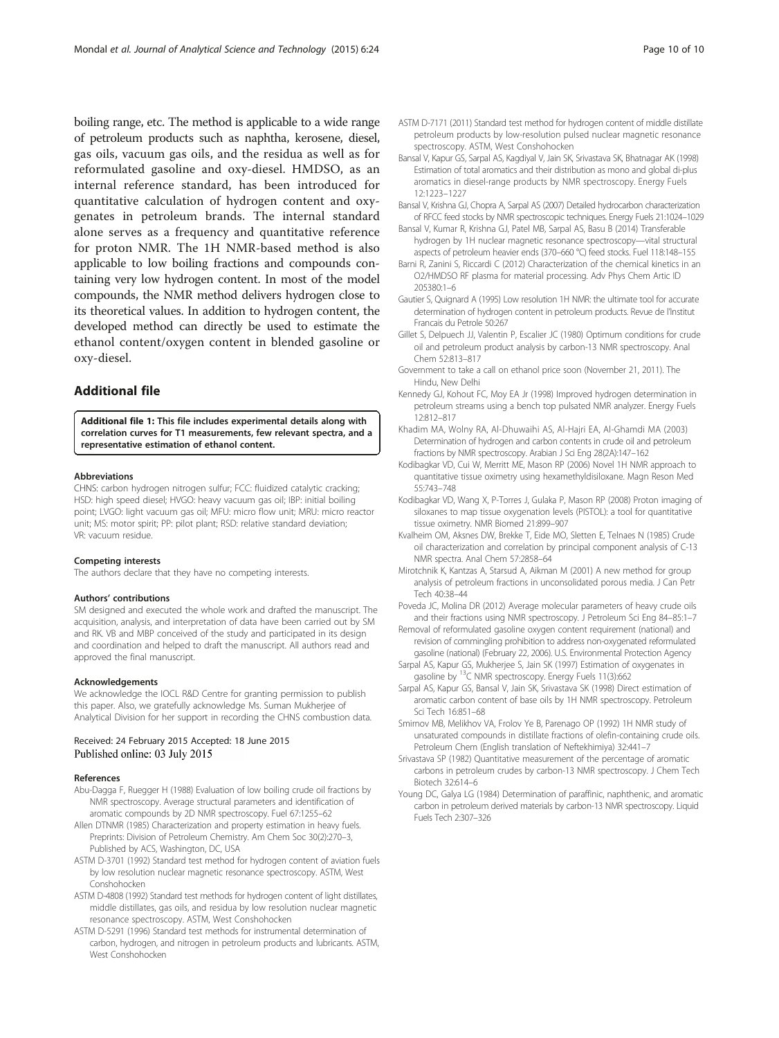boiling range, etc. The method is applicable to a wide range of petroleum products such as naphtha, kerosene, diesel, gas oils, vacuum gas oils, and the residua as well as for reformulated gasoline and oxy-diesel. HMDSO, as an internal reference standard, has been introduced for quantitative calculation of hydrogen content and oxygenates in petroleum brands. The internal standard alone serves as a frequency and quantitative reference for proton NMR. The 1H NMR-based method is also applicable to low boiling fractions and compounds containing very low hydrogen content. In most of the model compounds, the NMR method delivers hydrogen close to its theoretical values. In addition to hydrogen content, the developed method can directly be used to estimate the ethanol content/oxygen content in blended gasoline or oxy-diesel.

## Additional file

**Additional file 1: This file includes experimental details along with correlation curves for T1 measurements, few relevant spectra, and a representative estimation of ethanol content.**

#### Abbreviations

CHNS: carbon hydrogen nitrogen sulfur; FCC: fluidized catalytic cracking; HSD: high speed diesel; HVGO: heavy vacuum gas oil; IBP: initial boiling point; LVGO: light vacuum gas oil; MFU: micro flow unit; MRU: micro reactor unit; MS: motor spirit; PP: pilot plant; RSD: relative standard deviation; VR: vacuum residue.

#### Competing interests

The authors declare that they have no competing interests.

#### Authors' contributions

SM designed and executed the whole work and drafted the manuscript. The acquisition, analysis, and interpretation of data have been carried out by SM and RK. VB and MBP conceived of the study and participated in its design and coordination and helped to draft the manuscript. All authors read and approved the final manuscript.

#### Acknowledgements

We acknowledge the IOCL R&D Centre for granting permission to publish this paper. Also, we gratefully acknowledge Ms. Suman Mukherjee of Analytical Division for her support in recording the CHNS combustion data.

Received: 24 February 2015 Accepted: 18 June 2015
Published online: 03 July 2015

#### References

Abu-Dagga F, Ruegger H (1988) Evaluation of low boiling crude oil fractions by NMR spectroscopy. Average structural parameters and identification of aromatic compounds by 2D NMR spectroscopy. Fuel 67:1255–62

Allen DTNMR (1985) Characterization and property estimation in heavy fuels. Preprints: Division of Petroleum Chemistry. Am Chem Soc 30(2):270–3, Published by ACS, Washington, DC, USA

ASTM D-3701 (1992) Standard test method for hydrogen content of aviation fuels by low resolution nuclear magnetic resonance spectroscopy. ASTM, West Conshohocken

ASTM D-4808 (1992) Standard test methods for hydrogen content of light distillates, middle distillates, gas oils, and residua by low resolution nuclear magnetic resonance spectroscopy. ASTM, West Conshohocken

ASTM D-5291 (1996) Standard test methods for instrumental determination of carbon, hydrogen, and nitrogen in petroleum products and lubricants. ASTM, West Conshohocken

ASTM D-7171 (2011) Standard test method for hydrogen content of middle distillate petroleum products by low-resolution pulsed nuclear magnetic resonance spectroscopy. ASTM, West Conshohocken

Bansal V, Kapur GS, Sarpal AS, Kagdiyal V, Jain SK, Srivastava SK, Bhatnagar AK (1998) Estimation of total aromatics and their distribution as mono and global di-plus aromatics in diesel-range products by NMR spectroscopy. Energy Fuels 12:1223–1227

Bansal V, Krishna GJ, Chopra A, Sarpal AS (2007) Detailed hydrocarbon characterization of RFCC feed stocks by NMR spectroscopic techniques. Energy Fuels 21:1024–1029

Bansal V, Kumar R, Krishna GJ, Patel MB, Sarpal AS, Basu B (2014) Transferable hydrogen by 1H nuclear magnetic resonance spectroscopy—vital structural aspects of petroleum heavier ends (370–660 °C) feed stocks. Fuel 118:148–155

Barni R, Zanini S, Riccardi C (2012) Characterization of the chemical kinetics in an O2/HMDSO RF plasma for material processing. Adv Phys Chem Artic ID 205380:1–6

Gautier S, Quignard A (1995) Low resolution 1H NMR: the ultimate tool for accurate determination of hydrogen content in petroleum products. Revue de l'Institut Francais du Petrole 50:267

Gillet S, Delpuech JJ, Valentin P, Escalier JC (1980) Optimum conditions for crude oil and petroleum product analysis by carbon-13 NMR spectroscopy. Anal Chem 52:813–817

Government to take a call on ethanol price soon (November 21, 2011). The Hindu, New Delhi

Kennedy GJ, Kohout FC, Moy EA Jr (1998) Improved hydrogen determination in petroleum streams using a bench top pulsated NMR analyzer. Energy Fuels 12:812–817

Khadim MA, Wolny RA, Al-Dhuwaihi AS, Al-Hajri EA, Al-Ghamdi MA (2003) Determination of hydrogen and carbon contents in crude oil and petroleum fractions by NMR spectroscopy. Arabian J Sci Eng 28(2A):147–162

Kodibagkar VD, Cui W, Merritt ME, Mason RP (2006) Novel 1H NMR approach to quantitative tissue oximetry using hexamethyldisiloxane. Magn Reson Med 55:743–748

Kodibagkar VD, Wang X, P-Torres J, Gulaka P, Mason RP (2008) Proton imaging of siloxanes to map tissue oxygenation levels (PISTOL): a tool for quantitative tissue oximetry. NMR Biomed 21:899–907

Kvalheim OM, Aksnes DW, Brekke T, Eide MO, Sletten E, Telnaes N (1985) Crude oil characterization and correlation by principal component analysis of C-13 NMR spectra. Anal Chem 57:2858–64

Mirotchnik K, Kantzas A, Starsud A, Aikman M (2001) A new method for group analysis of petroleum fractions in unconsolidated porous media. J Can Petr Tech 40:38–44

Poveda JC, Molina DR (2012) Average molecular parameters of heavy crude oils and their fractions using NMR spectroscopy. J Petroleum Sci Eng 84–85:1–7

Removal of reformulated gasoline oxygen content requirement (national) and revision of commingling prohibition to address non-oxygenated reformulated gasoline (national) (February 22, 2006). U.S. Environmental Protection Agency

Sarpal AS, Kapur GS, Mukherjee S, Jain SK (1997) Estimation of oxygenates in gasoline by $^{13}$C NMR spectroscopy. Energy Fuels 11(3):662

Sarpal AS, Kapur GS, Bansal V, Jain SK, Srivastava SK (1998) Direct estimation of aromatic carbon content of base oils by 1H NMR spectroscopy. Petroleum Sci Tech 16:851–68

Smirnov MB, Melikhov VA, Frolov Ye B, Parenago OP (1992) 1H NMR study of unsaturated compounds in distillate fractions of olefin-containing crude oils. Petroleum Chem (English translation of Neftekhimiya) 32:441–7

Srivastava SP (1982) Quantitative measurement of the percentage of aromatic carbons in petroleum crudes by carbon-13 NMR spectroscopy. J Chem Tech Biotech 32:614–6

Young DC, Galya LG (1984) Determination of paraffinic, naphthenic, and aromatic carbon in petroleum derived materials by carbon-13 NMR spectroscopy. Liquid Fuels Tech 2:307–326